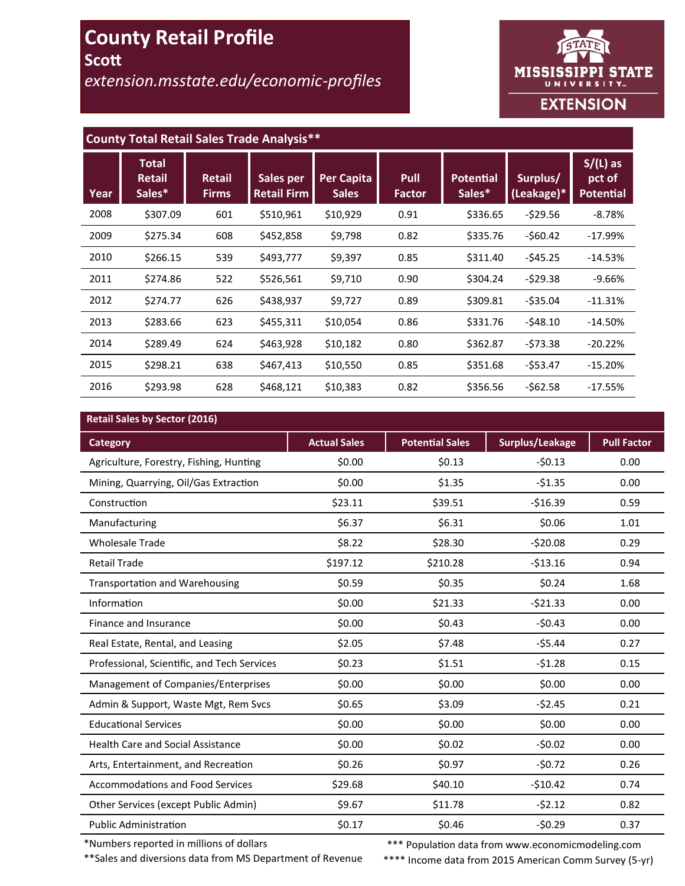# County Retail Profile

## Scott

*extension.msstate.edu/economic-profiles*

MISSISSIPPI STATE UNIVERSITY EXTENSION

### County Total Retail Sales Trade Analysis**

| Year | Total Retail Sales* | Retail Firms | Sales per Retail Firm | Per Capita Sales | Pull Factor | Potential Sales* | Surplus/ (Leakage)* | S/(L) as pct of Potential |
|---|---|---|---|---|---|---|---|---|
| 2008 | $307.09 | 601 | $510,961 | $10,929 | 0.91 | $336.65 | -$29.56 | -8.78% |
| 2009 | $275.34 | 608 | $452,858 | $9,798 | 0.82 | $335.76 | -$60.42 | -17.99% |
| 2010 | $266.15 | 539 | $493,777 | $9,397 | 0.85 | $311.40 | -$45.25 | -14.53% |
| 2011 | $274.86 | 522 | $526,561 | $9,710 | 0.90 | $304.24 | -$29.38 | -9.66% |
| 2012 | $274.77 | 626 | $438,937 | $9,727 | 0.89 | $309.81 | -$35.04 | -11.31% |
| 2013 | $283.66 | 623 | $455,311 | $10,054 | 0.86 | $331.76 | -$48.10 | -14.50% |
| 2014 | $289.49 | 624 | $463,928 | $10,182 | 0.80 | $362.87 | -$73.38 | -20.22% |
| 2015 | $298.21 | 638 | $467,413 | $10,550 | 0.85 | $351.68 | -$53.47 | -15.20% |
| 2016 | $293.98 | 628 | $468,121 | $10,383 | 0.82 | $356.56 | -$62.58 | -17.55% |

### Retail Sales by Sector (2016)

| Category | Actual Sales | Potential Sales | Surplus/Leakage | Pull Factor |
|---|---|---|---|---|
| Agriculture, Forestry, Fishing, Hunting | $0.00 | $0.13 | -$0.13 | 0.00 |
| Mining, Quarrying, Oil/Gas Extraction | $0.00 | $1.35 | -$1.35 | 0.00 |
| Construction | $23.11 | $39.51 | -$16.39 | 0.59 |
| Manufacturing | $6.37 | $6.31 | $0.06 | 1.01 |
| Wholesale Trade | $8.22 | $28.30 | -$20.08 | 0.29 |
| Retail Trade | $197.12 | $210.28 | -$13.16 | 0.94 |
| Transportation and Warehousing | $0.59 | $0.35 | $0.24 | 1.68 |
| Information | $0.00 | $21.33 | -$21.33 | 0.00 |
| Finance and Insurance | $0.00 | $0.43 | -$0.43 | 0.00 |
| Real Estate, Rental, and Leasing | $2.05 | $7.48 | -$5.44 | 0.27 |
| Professional, Scientific, and Tech Services | $0.23 | $1.51 | -$1.28 | 0.15 |
| Management of Companies/Enterprises | $0.00 | $0.00 | $0.00 | 0.00 |
| Admin & Support, Waste Mgt, Rem Svcs | $0.65 | $3.09 | -$2.45 | 0.21 |
| Educational Services | $0.00 | $0.00 | $0.00 | 0.00 |
| Health Care and Social Assistance | $0.00 | $0.02 | -$0.02 | 0.00 |
| Arts, Entertainment, and Recreation | $0.26 | $0.97 | -$0.72 | 0.26 |
| Accommodations and Food Services | $29.68 | $40.10 | -$10.42 | 0.74 |
| Other Services (except Public Admin) | $9.67 | $11.78 | -$2.12 | 0.82 |
| Public Administration | $0.17 | $0.46 | -$0.29 | 0.37 |

*Numbers reported in millions of dollars

**Sales and diversions data from MS Department of Revenue

*** Population data from www.economicmodeling.com

**** Income data from 2015 American Comm Survey (5-yr)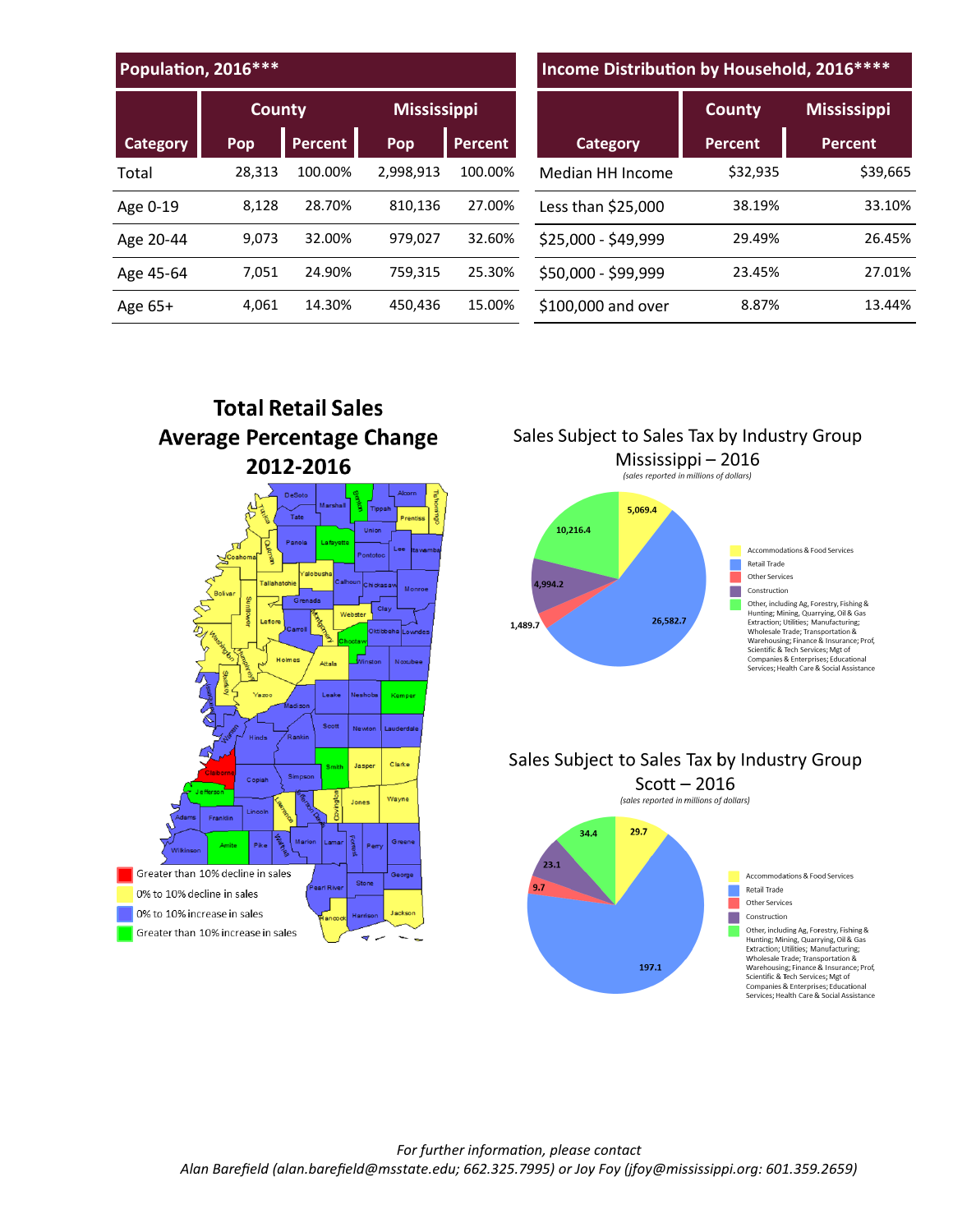## Population, 2016***

| Category | County | | Mississippi | |
|---|---|---|---|---|
| | Pop | Percent | Pop | Percent |
| Total | 28,313 | 100.00% | 2,998,913 | 100.00% |
| Age 0-19 | 8,128 | 28.70% | 810,136 | 27.00% |
| Age 20-44 | 9,073 | 32.00% | 979,027 | 32.60% |
| Age 45-64 | 7,051 | 24.90% | 759,315 | 25.30% |
| Age 65+ | 4,061 | 14.30% | 450,436 | 15.00% |

## Income Distribution by Household, 2016****

| Category | County | Mississippi |
|---|---|---|
| | Percent | Percent |
| Median HH Income | $32,935 | $39,665 |
| Less than $25,000 | 38.19% | 33.10% |
| $25,000 - $49,999 | 29.49% | 26.45% |
| $50,000 - $99,999 | 23.45% | 27.01% |
| $100,000 and over | 8.87% | 13.44% |

## Total Retail Sales Average Percentage Change 2012-2016

- Greater than 10% decline in sales
- 0% to 10% decline in sales
- 0% to 10% increase in sales
- Greater than 10% increase in sales

## Sales Subject to Sales Tax by Industry Group Mississippi – 2016

*(sales reported in millions of dollars)*

| Industry Group | Sales |
|---|---|
| Accommodations & Food Services | 5,069.4 |
| Retail Trade | 26,582.7 |
| Other Services | 1,489.7 |
| Construction | 4,994.2 |
| Other, including Ag, Forestry, Fishing & Hunting; Mining, Quarrying, Oil & Gas Extraction; Utilities; Manufacturing; Wholesale Trade; Transportation & Warehousing; Finance & Insurance; Prof, Scientific & Tech Services; Mgt of Companies & Enterprises; Educational Services; Health Care & Social Assistance | 10,216.4 |

## Sales Subject to Sales Tax by Industry Group Scott – 2016

*(sales reported in millions of dollars)*

| Industry Group | Sales |
|---|---|
| Accommodations & Food Services | 29.7 |
| Retail Trade | 197.1 |
| Other Services | 9.7 |
| Construction | 23.1 |
| Other, including Ag, Forestry, Fishing & Hunting; Mining, Quarrying, Oil & Gas Extraction; Utilities; Manufacturing; Wholesale Trade; Transportation & Warehousing; Finance & Insurance; Prof, Scientific & Tech Services; Mgt of Companies & Enterprises; Educational Services; Health Care & Social Assistance | 34.4 |

*For further information, please contact*
*Alan Barefield (alan.barefield@msstate.edu; 662.325.7995) or Joy Foy (jfoy@mississippi.org: 601.359.2659)*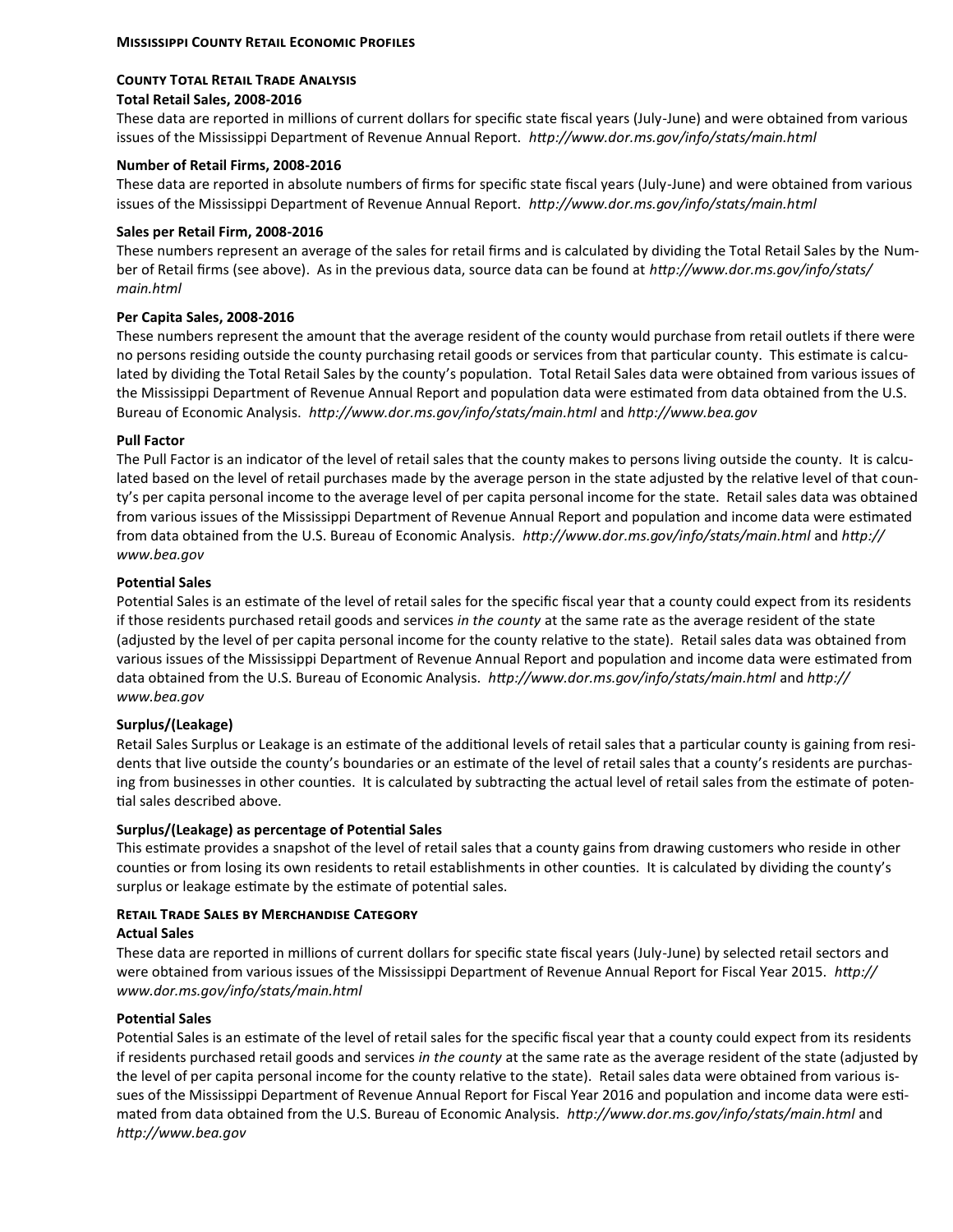# Mississippi County Retail Economic Profiles

## County Total Retail Trade Analysis

### Total Retail Sales, 2008-2016

These data are reported in millions of current dollars for specific state fiscal years (July-June) and were obtained from various issues of the Mississippi Department of Revenue Annual Report. *http://www.dor.ms.gov/info/stats/main.html*

### Number of Retail Firms, 2008-2016

These data are reported in absolute numbers of firms for specific state fiscal years (July-June) and were obtained from various issues of the Mississippi Department of Revenue Annual Report. *http://www.dor.ms.gov/info/stats/main.html*

### Sales per Retail Firm, 2008-2016

These numbers represent an average of the sales for retail firms and is calculated by dividing the Total Retail Sales by the Number of Retail firms (see above). As in the previous data, source data can be found at *http://www.dor.ms.gov/info/stats/main.html*

### Per Capita Sales, 2008-2016

These numbers represent the amount that the average resident of the county would purchase from retail outlets if there were no persons residing outside the county purchasing retail goods or services from that particular county. This estimate is calculated by dividing the Total Retail Sales by the county's population. Total Retail Sales data were obtained from various issues of the Mississippi Department of Revenue Annual Report and population data were estimated from data obtained from the U.S. Bureau of Economic Analysis. *http://www.dor.ms.gov/info/stats/main.html* and *http://www.bea.gov*

### Pull Factor

The Pull Factor is an indicator of the level of retail sales that the county makes to persons living outside the county. It is calculated based on the level of retail purchases made by the average person in the state adjusted by the relative level of that county's per capita personal income to the average level of per capita personal income for the state. Retail sales data was obtained from various issues of the Mississippi Department of Revenue Annual Report and population and income data were estimated from data obtained from the U.S. Bureau of Economic Analysis. *http://www.dor.ms.gov/info/stats/main.html* and *http://www.bea.gov*

### Potential Sales

Potential Sales is an estimate of the level of retail sales for the specific fiscal year that a county could expect from its residents if those residents purchased retail goods and services *in the county* at the same rate as the average resident of the state (adjusted by the level of per capita personal income for the county relative to the state). Retail sales data was obtained from various issues of the Mississippi Department of Revenue Annual Report and population and income data were estimated from data obtained from the U.S. Bureau of Economic Analysis. *http://www.dor.ms.gov/info/stats/main.html* and *http://www.bea.gov*

### Surplus/(Leakage)

Retail Sales Surplus or Leakage is an estimate of the additional levels of retail sales that a particular county is gaining from residents that live outside the county's boundaries or an estimate of the level of retail sales that a county's residents are purchasing from businesses in other counties. It is calculated by subtracting the actual level of retail sales from the estimate of potential sales described above.

### Surplus/(Leakage) as percentage of Potential Sales

This estimate provides a snapshot of the level of retail sales that a county gains from drawing customers who reside in other counties or from losing its own residents to retail establishments in other counties. It is calculated by dividing the county's surplus or leakage estimate by the estimate of potential sales.

## Retail Trade Sales by Merchandise Category

### Actual Sales

These data are reported in millions of current dollars for specific state fiscal years (July-June) by selected retail sectors and were obtained from various issues of the Mississippi Department of Revenue Annual Report for Fiscal Year 2015. *http://www.dor.ms.gov/info/stats/main.html*

### Potential Sales

Potential Sales is an estimate of the level of retail sales for the specific fiscal year that a county could expect from its residents if residents purchased retail goods and services *in the county* at the same rate as the average resident of the state (adjusted by the level of per capita personal income for the county relative to the state). Retail sales data were obtained from various issues of the Mississippi Department of Revenue Annual Report for Fiscal Year 2016 and population and income data were estimated from data obtained from the U.S. Bureau of Economic Analysis. *http://www.dor.ms.gov/info/stats/main.html* and *http://www.bea.gov*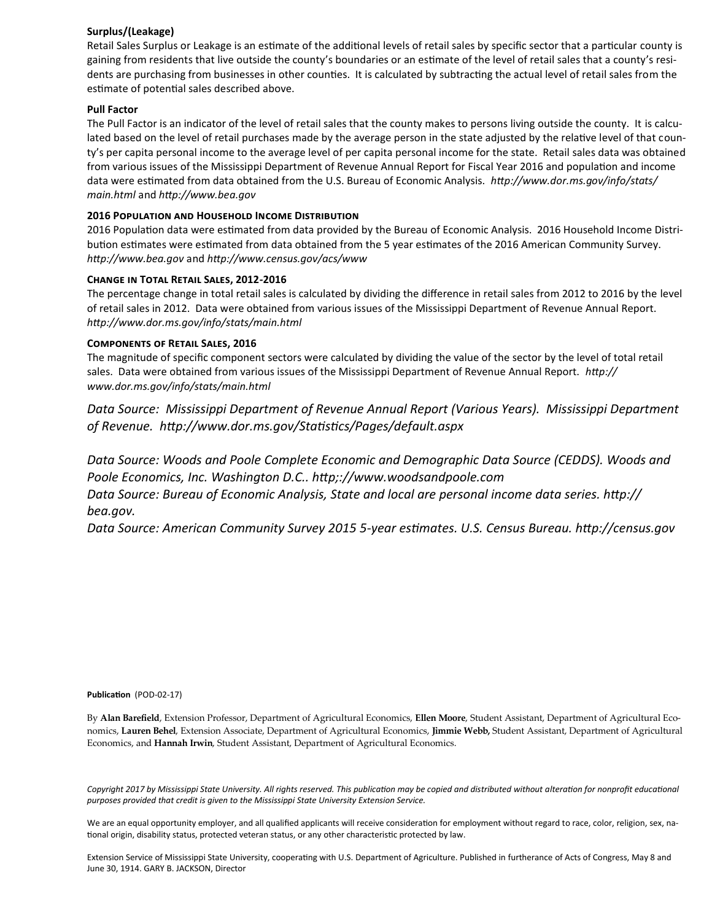**Surplus/(Leakage)**

Retail Sales Surplus or Leakage is an estimate of the additional levels of retail sales by specific sector that a particular county is gaining from residents that live outside the county's boundaries or an estimate of the level of retail sales that a county's residents are purchasing from businesses in other counties. It is calculated by subtracting the actual level of retail sales from the estimate of potential sales described above.

**Pull Factor**

The Pull Factor is an indicator of the level of retail sales that the county makes to persons living outside the county. It is calculated based on the level of retail purchases made by the average person in the state adjusted by the relative level of that county's per capita personal income to the average level of per capita personal income for the state. Retail sales data was obtained from various issues of the Mississippi Department of Revenue Annual Report for Fiscal Year 2016 and population and income data were estimated from data obtained from the U.S. Bureau of Economic Analysis. *http://www.dor.ms.gov/info/stats/main.html* and *http://www.bea.gov*

**2016 Population and Household Income Distribution**

2016 Population data were estimated from data provided by the Bureau of Economic Analysis. 2016 Household Income Distribution estimates were estimated from data obtained from the 5 year estimates of the 2016 American Community Survey. *http://www.bea.gov* and *http://www.census.gov/acs/www*

**Change in Total Retail Sales, 2012-2016**

The percentage change in total retail sales is calculated by dividing the difference in retail sales from 2012 to 2016 by the level of retail sales in 2012. Data were obtained from various issues of the Mississippi Department of Revenue Annual Report. *http://www.dor.ms.gov/info/stats/main.html*

**Components of Retail Sales, 2016**

The magnitude of specific component sectors were calculated by dividing the value of the sector by the level of total retail sales. Data were obtained from various issues of the Mississippi Department of Revenue Annual Report. *http://www.dor.ms.gov/info/stats/main.html*

*Data Source: Mississippi Department of Revenue Annual Report (Various Years). Mississippi Department of Revenue. http://www.dor.ms.gov/Statistics/Pages/default.aspx*

*Data Source: Woods and Poole Complete Economic and Demographic Data Source (CEDDS). Woods and Poole Economics, Inc. Washington D.C.. http;://www.woodsandpoole.com*
*Data Source: Bureau of Economic Analysis, State and local are personal income data series. http://bea.gov.*
*Data Source: American Community Survey 2015 5-year estimates. U.S. Census Bureau. http://census.gov*

**Publication** (POD-02-17)

By **Alan Barefield**, Extension Professor, Department of Agricultural Economics, **Ellen Moore**, Student Assistant, Department of Agricultural Economics, **Lauren Behel**, Extension Associate, Department of Agricultural Economics, **Jimmie Webb,** Student Assistant, Department of Agricultural Economics, and **Hannah Irwin**, Student Assistant, Department of Agricultural Economics.

*Copyright 2017 by Mississippi State University. All rights reserved. This publication may be copied and distributed without alteration for nonprofit educational purposes provided that credit is given to the Mississippi State University Extension Service.*

We are an equal opportunity employer, and all qualified applicants will receive consideration for employment without regard to race, color, religion, sex, national origin, disability status, protected veteran status, or any other characteristic protected by law.

Extension Service of Mississippi State University, cooperating with U.S. Department of Agriculture. Published in furtherance of Acts of Congress, May 8 and June 30, 1914. GARY B. JACKSON, Director